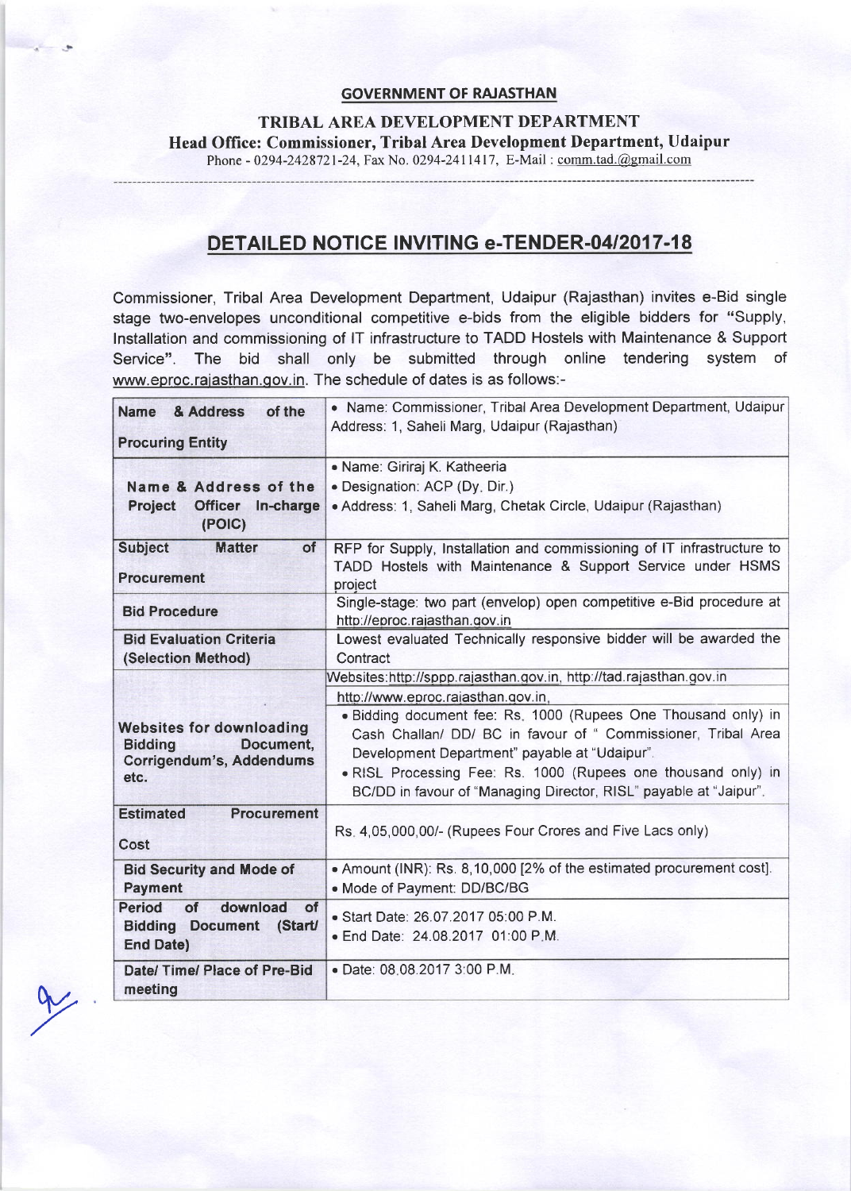**GOVERNMENT OF RAJASTHAN**

**TRIBAL AREA DEVELOPMENT DEPARTMENT**

**Head Office: Commissioner, Tribal Area Development Department, Udaipur**

Phone - 0294-2428721-24, Fax No. 0294-2411417, E-Mail : comm.tad.@gmail.com

# DETAILED NOTICE INVITING e-TENDER-04/2017-18

Commissioner, Tribal Area Development Department, Udaipur (Rajasthan) invites e-Bid single stage two-envelopes unconditional competitive e-bids from the eligible bidders for "Supply, Installation and commissioning of IT infrastructure to TADD Hostels with Maintenance & Support Service". The bid shall only be submitted through online tendering system of www.eproc.rajasthan.gov.in. The schedule of dates is as follows:-

| | |
|---|---|
| **Name & Address of the Procuring Entity** | • Name: Commissioner, Tribal Area Development Department, Udaipur Address: 1, Saheli Marg, Udaipur (Rajasthan) |
| **Name & Address of the Project Officer In-charge (POIC)** | • Name: Giriraj K. Katheeria<br>• Designation: ACP (Dy. Dir.)<br>• Address: 1, Saheli Marg, Chetak Circle, Udaipur (Rajasthan) |
| **Subject Matter of Procurement** | RFP for Supply, Installation and commissioning of IT infrastructure to TADD Hostels with Maintenance & Support Service under HSMS project |
| **Bid Procedure** | Single-stage: two part (envelop) open competitive e-Bid procedure at http://eproc.rajasthan.gov.in |
| **Bid Evaluation Criteria (Selection Method)** | Lowest evaluated Technically responsive bidder will be awarded the Contract |
| **Websites for downloading Bidding Document, Corrigendum's, Addendums etc.** | Websites:http://sppp.rajasthan.gov.in, http://tad.rajasthan.gov.in<br>http://www.eproc.rajasthan.gov.in,<br>• Bidding document fee: Rs. 1000 (Rupees One Thousand only) in Cash Challan/ DD/ BC in favour of " Commissioner, Tribal Area Development Department" payable at "Udaipur".<br>• RISL Processing Fee: Rs. 1000 (Rupees one thousand only) in BC/DD in favour of "Managing Director, RISL" payable at "Jaipur". |
| **Estimated Procurement Cost** | Rs. 4,05,000,00/- (Rupees Four Crores and Five Lacs only) |
| **Bid Security and Mode of Payment** | • Amount (INR): Rs. 8,10,000 [2% of the estimated procurement cost].<br>• Mode of Payment: DD/BC/BG |
| **Period of download of Bidding Document (Start/ End Date)** | • Start Date: 26.07.2017 05:00 P.M.<br>• End Date: 24.08.2017 01:00 P.M. |
| **Date/ Time/ Place of Pre-Bid meeting** | • Date: 08.08.2017 3:00 P.M. |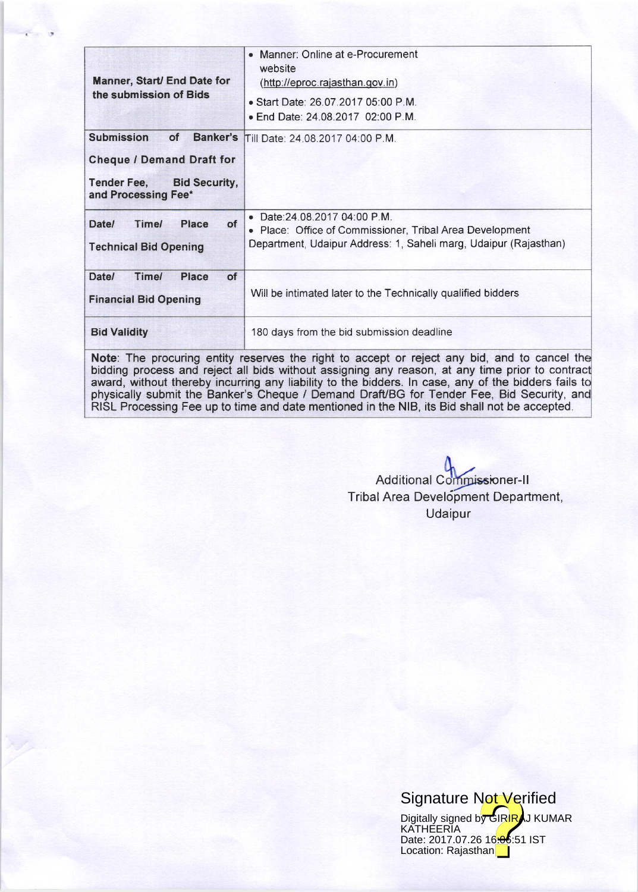| | |
|---|---|
| **Manner, Start/ End Date for the submission of Bids** | • Manner: Online at e-Procurement website (http://eproc.rajasthan.gov.in)<br>• Start Date: 26.07.2017 05:00 P.M.<br>• End Date: 24.08.2017 02:00 P.M. |
| **Submission of Banker's Cheque / Demand Draft for Tender Fee, Bid Security, and Processing Fee*** | Till Date: 24.08.2017 04:00 P.M. |
| **Date/ Time/ Place of Technical Bid Opening** | • Date:24.08.2017 04:00 P.M.<br>• Place: Office of Commissioner, Tribal Area Development Department, Udaipur Address: 1, Saheli marg, Udaipur (Rajasthan) |
| **Date/ Time/ Place of Financial Bid Opening** | Will be intimated later to the Technically qualified bidders |
| **Bid Validity** | 180 days from the bid submission deadline |

**Note**: The procuring entity reserves the right to accept or reject any bid, and to cancel the bidding process and reject all bids without assigning any reason, at any time prior to contract award, without thereby incurring any liability to the bidders. In case, any of the bidders fails to physically submit the Banker's Cheque / Demand Draft/BG for Tender Fee, Bid Security, and RISL Processing Fee up to time and date mentioned in the NIB, its Bid shall not be accepted.

Additional Commissioner-II
Tribal Area Development Department,
Udaipur

Signature Not Verified
Digitally signed by GIRIRAJ KUMAR KATHEERIA
Date: 2017.07.26 16:06:51 IST
Location: Rajasthan